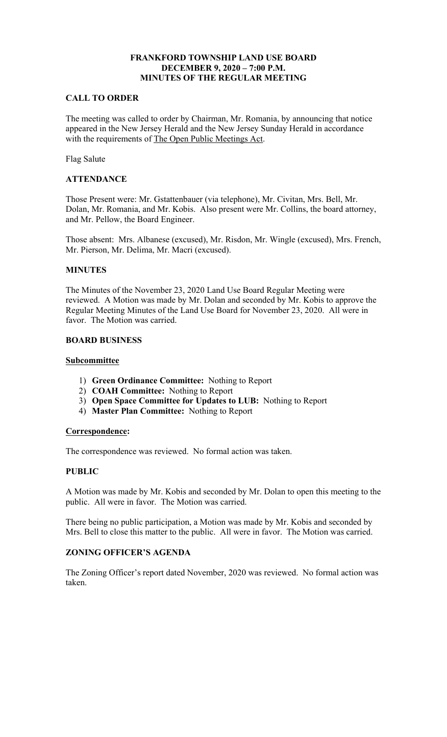# FRANKFORD TOWNSHIP LAND USE BOARD
## DECEMBER 9, 2020 – 7:00 P.M.
## MINUTES OF THE REGULAR MEETING

### CALL TO ORDER

The meeting was called to order by Chairman, Mr. Romania, by announcing that notice appeared in the New Jersey Herald and the New Jersey Sunday Herald in accordance with the requirements of The Open Public Meetings Act.

Flag Salute

### ATTENDANCE

Those Present were: Mr. Gstattenbauer (via telephone), Mr. Civitan, Mrs. Bell, Mr. Dolan, Mr. Romania, and Mr. Kobis. Also present were Mr. Collins, the board attorney, and Mr. Pellow, the Board Engineer.

Those absent: Mrs. Albanese (excused), Mr. Risdon, Mr. Wingle (excused), Mrs. French, Mr. Pierson, Mr. Delima, Mr. Macri (excused).

### MINUTES

The Minutes of the November 23, 2020 Land Use Board Regular Meeting were reviewed. A Motion was made by Mr. Dolan and seconded by Mr. Kobis to approve the Regular Meeting Minutes of the Land Use Board for November 23, 2020. All were in favor. The Motion was carried.

### BOARD BUSINESS

#### Subcommittee

1) **Green Ordinance Committee:** Nothing to Report
2) **COAH Committee:** Nothing to Report
3) **Open Space Committee for Updates to LUB:** Nothing to Report
4) **Master Plan Committee:** Nothing to Report

#### Correspondence:

The correspondence was reviewed. No formal action was taken.

### PUBLIC

A Motion was made by Mr. Kobis and seconded by Mr. Dolan to open this meeting to the public. All were in favor. The Motion was carried.

There being no public participation, a Motion was made by Mr. Kobis and seconded by Mrs. Bell to close this matter to the public. All were in favor. The Motion was carried.

### ZONING OFFICER'S AGENDA

The Zoning Officer's report dated November, 2020 was reviewed. No formal action was taken.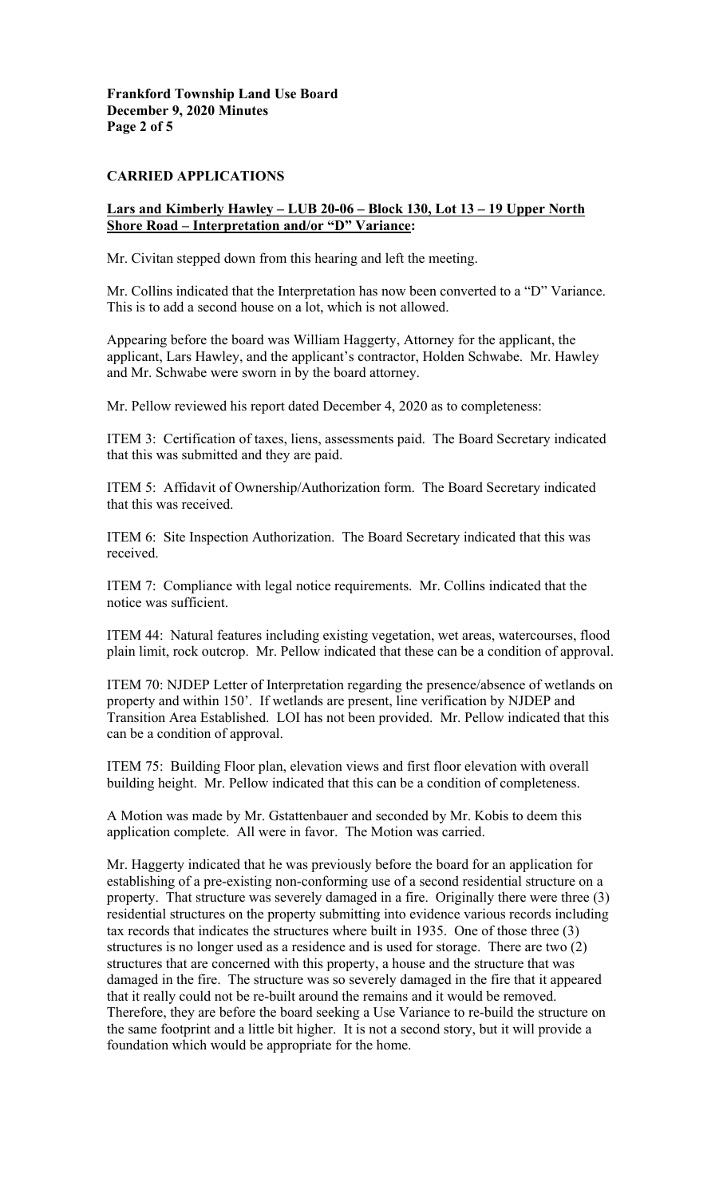## CARRIED APPLICATIONS

**Lars and Kimberly Hawley – LUB 20-06 – Block 130, Lot 13 – 19 Upper North Shore Road – Interpretation and/or "D" Variance:**

Mr. Civitan stepped down from this hearing and left the meeting.

Mr. Collins indicated that the Interpretation has now been converted to a "D" Variance. This is to add a second house on a lot, which is not allowed.

Appearing before the board was William Haggerty, Attorney for the applicant, the applicant, Lars Hawley, and the applicant's contractor, Holden Schwabe. Mr. Hawley and Mr. Schwabe were sworn in by the board attorney.

Mr. Pellow reviewed his report dated December 4, 2020 as to completeness:

ITEM 3: Certification of taxes, liens, assessments paid. The Board Secretary indicated that this was submitted and they are paid.

ITEM 5: Affidavit of Ownership/Authorization form. The Board Secretary indicated that this was received.

ITEM 6: Site Inspection Authorization. The Board Secretary indicated that this was received.

ITEM 7: Compliance with legal notice requirements. Mr. Collins indicated that the notice was sufficient.

ITEM 44: Natural features including existing vegetation, wet areas, watercourses, flood plain limit, rock outcrop. Mr. Pellow indicated that these can be a condition of approval.

ITEM 70: NJDEP Letter of Interpretation regarding the presence/absence of wetlands on property and within 150'. If wetlands are present, line verification by NJDEP and Transition Area Established. LOI has not been provided. Mr. Pellow indicated that this can be a condition of approval.

ITEM 75: Building Floor plan, elevation views and first floor elevation with overall building height. Mr. Pellow indicated that this can be a condition of completeness.

A Motion was made by Mr. Gstattenbauer and seconded by Mr. Kobis to deem this application complete. All were in favor. The Motion was carried.

Mr. Haggerty indicated that he was previously before the board for an application for establishing of a pre-existing non-conforming use of a second residential structure on a property. That structure was severely damaged in a fire. Originally there were three (3) residential structures on the property submitting into evidence various records including tax records that indicates the structures where built in 1935. One of those three (3) structures is no longer used as a residence and is used for storage. There are two (2) structures that are concerned with this property, a house and the structure that was damaged in the fire. The structure was so severely damaged in the fire that it appeared that it really could not be re-built around the remains and it would be removed. Therefore, they are before the board seeking a Use Variance to re-build the structure on the same footprint and a little bit higher. It is not a second story, but it will provide a foundation which would be appropriate for the home.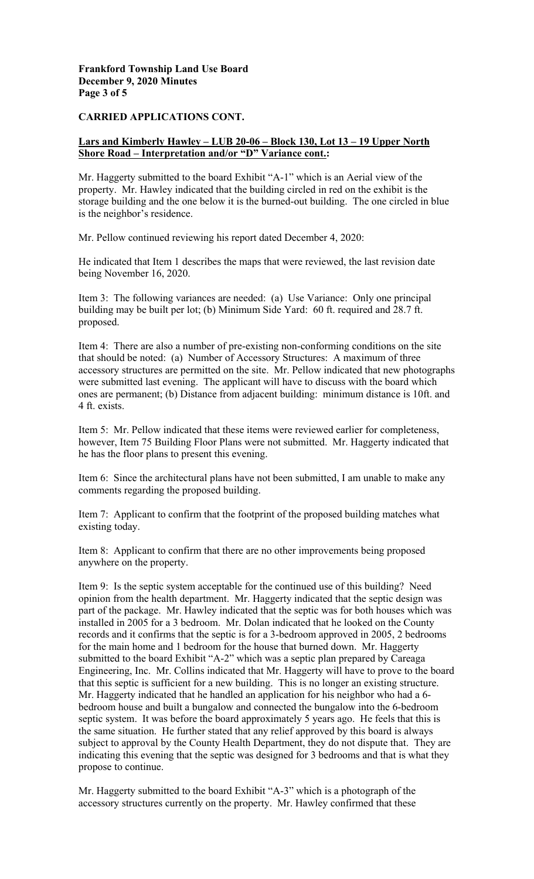**CARRIED APPLICATIONS CONT.**

**Lars and Kimberly Hawley – LUB 20-06 – Block 130, Lot 13 – 19 Upper North Shore Road – Interpretation and/or "D" Variance cont.:**

Mr. Haggerty submitted to the board Exhibit "A-1" which is an Aerial view of the property. Mr. Hawley indicated that the building circled in red on the exhibit is the storage building and the one below it is the burned-out building. The one circled in blue is the neighbor's residence.

Mr. Pellow continued reviewing his report dated December 4, 2020:

He indicated that Item 1 describes the maps that were reviewed, the last revision date being November 16, 2020.

Item 3: The following variances are needed: (a) Use Variance: Only one principal building may be built per lot; (b) Minimum Side Yard: 60 ft. required and 28.7 ft. proposed.

Item 4: There are also a number of pre-existing non-conforming conditions on the site that should be noted: (a) Number of Accessory Structures: A maximum of three accessory structures are permitted on the site. Mr. Pellow indicated that new photographs were submitted last evening. The applicant will have to discuss with the board which ones are permanent; (b) Distance from adjacent building: minimum distance is 10ft. and 4 ft. exists.

Item 5: Mr. Pellow indicated that these items were reviewed earlier for completeness, however, Item 75 Building Floor Plans were not submitted. Mr. Haggerty indicated that he has the floor plans to present this evening.

Item 6: Since the architectural plans have not been submitted, I am unable to make any comments regarding the proposed building.

Item 7: Applicant to confirm that the footprint of the proposed building matches what existing today.

Item 8: Applicant to confirm that there are no other improvements being proposed anywhere on the property.

Item 9: Is the septic system acceptable for the continued use of this building? Need opinion from the health department. Mr. Haggerty indicated that the septic design was part of the package. Mr. Hawley indicated that the septic was for both houses which was installed in 2005 for a 3 bedroom. Mr. Dolan indicated that he looked on the County records and it confirms that the septic is for a 3-bedroom approved in 2005, 2 bedrooms for the main home and 1 bedroom for the house that burned down. Mr. Haggerty submitted to the board Exhibit "A-2" which was a septic plan prepared by Careaga Engineering, Inc. Mr. Collins indicated that Mr. Haggerty will have to prove to the board that this septic is sufficient for a new building. This is no longer an existing structure. Mr. Haggerty indicated that he handled an application for his neighbor who had a 6-bedroom house and built a bungalow and connected the bungalow into the 6-bedroom septic system. It was before the board approximately 5 years ago. He feels that this is the same situation. He further stated that any relief approved by this board is always subject to approval by the County Health Department, they do not dispute that. They are indicating this evening that the septic was designed for 3 bedrooms and that is what they propose to continue.

Mr. Haggerty submitted to the board Exhibit "A-3" which is a photograph of the accessory structures currently on the property. Mr. Hawley confirmed that these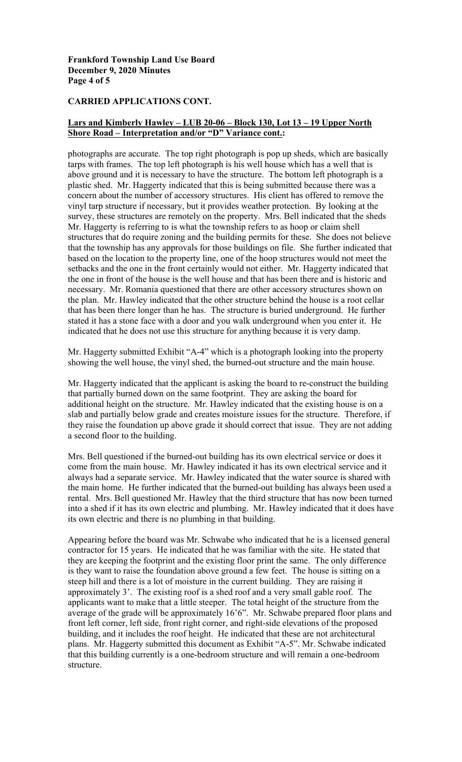## CARRIED APPLICATIONS CONT.

**Lars and Kimberly Hawley – LUB 20-06 – Block 130, Lot 13 – 19 Upper North Shore Road – Interpretation and/or "D" Variance cont.:**

photographs are accurate. The top right photograph is pop up sheds, which are basically tarps with frames. The top left photograph is his well house which has a well that is above ground and it is necessary to have the structure. The bottom left photograph is a plastic shed. Mr. Haggerty indicated that this is being submitted because there was a concern about the number of accessory structures. His client has offered to remove the vinyl tarp structure if necessary, but it provides weather protection. By looking at the survey, these structures are remotely on the property. Mrs. Bell indicated that the sheds Mr. Haggerty is referring to is what the township refers to as hoop or claim shell structures that do require zoning and the building permits for these. She does not believe that the township has any approvals for those buildings on file. She further indicated that based on the location to the property line, one of the hoop structures would not meet the setbacks and the one in the front certainly would not either. Mr. Haggerty indicated that the one in front of the house is the well house and that has been there and is historic and necessary. Mr. Romania questioned that there are other accessory structures shown on the plan. Mr. Hawley indicated that the other structure behind the house is a root cellar that has been there longer than he has. The structure is buried underground. He further stated it has a stone face with a door and you walk underground when you enter it. He indicated that he does not use this structure for anything because it is very damp.

Mr. Haggerty submitted Exhibit "A-4" which is a photograph looking into the property showing the well house, the vinyl shed, the burned-out structure and the main house.

Mr. Haggerty indicated that the applicant is asking the board to re-construct the building that partially burned down on the same footprint. They are asking the board for additional height on the structure. Mr. Hawley indicated that the existing house is on a slab and partially below grade and creates moisture issues for the structure. Therefore, if they raise the foundation up above grade it should correct that issue. They are not adding a second floor to the building.

Mrs. Bell questioned if the burned-out building has its own electrical service or does it come from the main house. Mr. Hawley indicated it has its own electrical service and it always had a separate service. Mr. Hawley indicated that the water source is shared with the main home. He further indicated that the burned-out building has always been used a rental. Mrs. Bell questioned Mr. Hawley that the third structure that has now been turned into a shed if it has its own electric and plumbing. Mr. Hawley indicated that it does have its own electric and there is no plumbing in that building.

Appearing before the board was Mr. Schwabe who indicated that he is a licensed general contractor for 15 years. He indicated that he was familiar with the site. He stated that they are keeping the footprint and the existing floor print the same. The only difference is they want to raise the foundation above ground a few feet. The house is sitting on a steep hill and there is a lot of moisture in the current building. They are raising it approximately 3'. The existing roof is a shed roof and a very small gable roof. The applicants want to make that a little steeper. The total height of the structure from the average of the grade will be approximately 16'6". Mr. Schwabe prepared floor plans and front left corner, left side, front right corner, and right-side elevations of the proposed building, and it includes the roof height. He indicated that these are not architectural plans. Mr. Haggerty submitted this document as Exhibit "A-5". Mr. Schwabe indicated that this building currently is a one-bedroom structure and will remain a one-bedroom structure.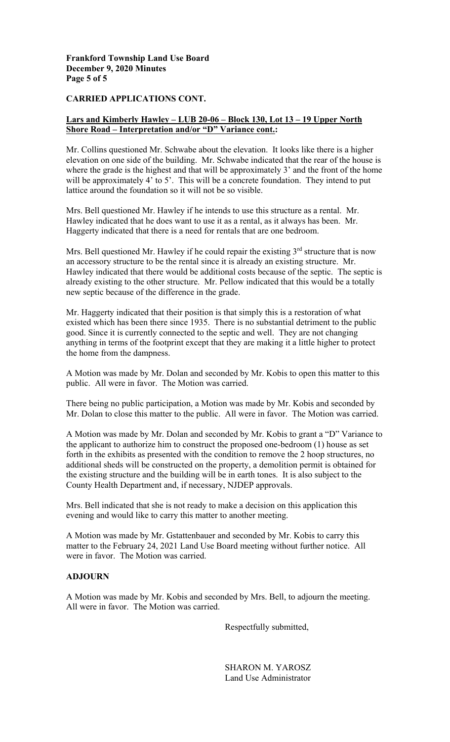## CARRIED APPLICATIONS CONT.

**Lars and Kimberly Hawley – LUB 20-06 – Block 130, Lot 13 – 19 Upper North Shore Road – Interpretation and/or "D" Variance cont.:**

Mr. Collins questioned Mr. Schwabe about the elevation. It looks like there is a higher elevation on one side of the building. Mr. Schwabe indicated that the rear of the house is where the grade is the highest and that will be approximately 3' and the front of the home will be approximately 4' to 5'. This will be a concrete foundation. They intend to put lattice around the foundation so it will not be so visible.

Mrs. Bell questioned Mr. Hawley if he intends to use this structure as a rental. Mr. Hawley indicated that he does want to use it as a rental, as it always has been. Mr. Haggerty indicated that there is a need for rentals that are one bedroom.

Mrs. Bell questioned Mr. Hawley if he could repair the existing 3rd structure that is now an accessory structure to be the rental since it is already an existing structure. Mr. Hawley indicated that there would be additional costs because of the septic. The septic is already existing to the other structure. Mr. Pellow indicated that this would be a totally new septic because of the difference in the grade.

Mr. Haggerty indicated that their position is that simply this is a restoration of what existed which has been there since 1935. There is no substantial detriment to the public good. Since it is currently connected to the septic and well. They are not changing anything in terms of the footprint except that they are making it a little higher to protect the home from the dampness.

A Motion was made by Mr. Dolan and seconded by Mr. Kobis to open this matter to this public. All were in favor. The Motion was carried.

There being no public participation, a Motion was made by Mr. Kobis and seconded by Mr. Dolan to close this matter to the public. All were in favor. The Motion was carried.

A Motion was made by Mr. Dolan and seconded by Mr. Kobis to grant a "D" Variance to the applicant to authorize him to construct the proposed one-bedroom (1) house as set forth in the exhibits as presented with the condition to remove the 2 hoop structures, no additional sheds will be constructed on the property, a demolition permit is obtained for the existing structure and the building will be in earth tones. It is also subject to the County Health Department and, if necessary, NJDEP approvals.

Mrs. Bell indicated that she is not ready to make a decision on this application this evening and would like to carry this matter to another meeting.

A Motion was made by Mr. Gstattenbauer and seconded by Mr. Kobis to carry this matter to the February 24, 2021 Land Use Board meeting without further notice. All were in favor. The Motion was carried.

## ADJOURN

A Motion was made by Mr. Kobis and seconded by Mrs. Bell, to adjourn the meeting. All were in favor. The Motion was carried.

Respectfully submitted,

SHARON M. YAROSZ
Land Use Administrator